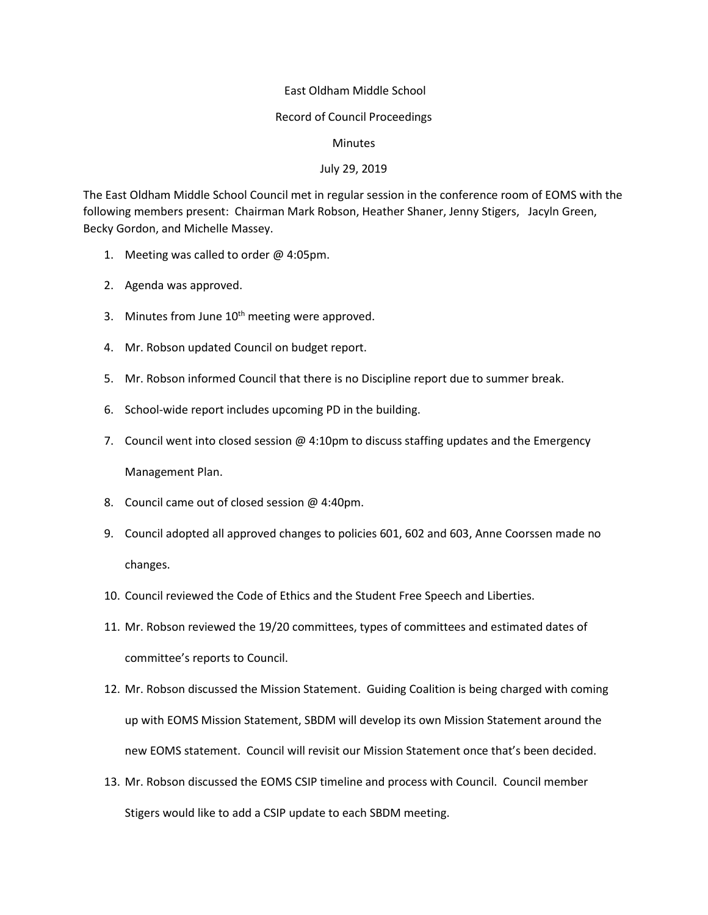East Oldham Middle School

Record of Council Proceedings

Minutes

July 29, 2019

The East Oldham Middle School Council met in regular session in the conference room of EOMS with the following members present: Chairman Mark Robson, Heather Shaner, Jenny Stigers, Jacyln Green, Becky Gordon, and Michelle Massey.

1. Meeting was called to order @ 4:05pm.
2. Agenda was approved.
3. Minutes from June 10th meeting were approved.
4. Mr. Robson updated Council on budget report.
5. Mr. Robson informed Council that there is no Discipline report due to summer break.
6. School-wide report includes upcoming PD in the building.
7. Council went into closed session @ 4:10pm to discuss staffing updates and the Emergency Management Plan.
8. Council came out of closed session @ 4:40pm.
9. Council adopted all approved changes to policies 601, 602 and 603, Anne Coorssen made no changes.
10. Council reviewed the Code of Ethics and the Student Free Speech and Liberties.
11. Mr. Robson reviewed the 19/20 committees, types of committees and estimated dates of committee's reports to Council.
12. Mr. Robson discussed the Mission Statement. Guiding Coalition is being charged with coming up with EOMS Mission Statement, SBDM will develop its own Mission Statement around the new EOMS statement. Council will revisit our Mission Statement once that's been decided.
13. Mr. Robson discussed the EOMS CSIP timeline and process with Council. Council member Stigers would like to add a CSIP update to each SBDM meeting.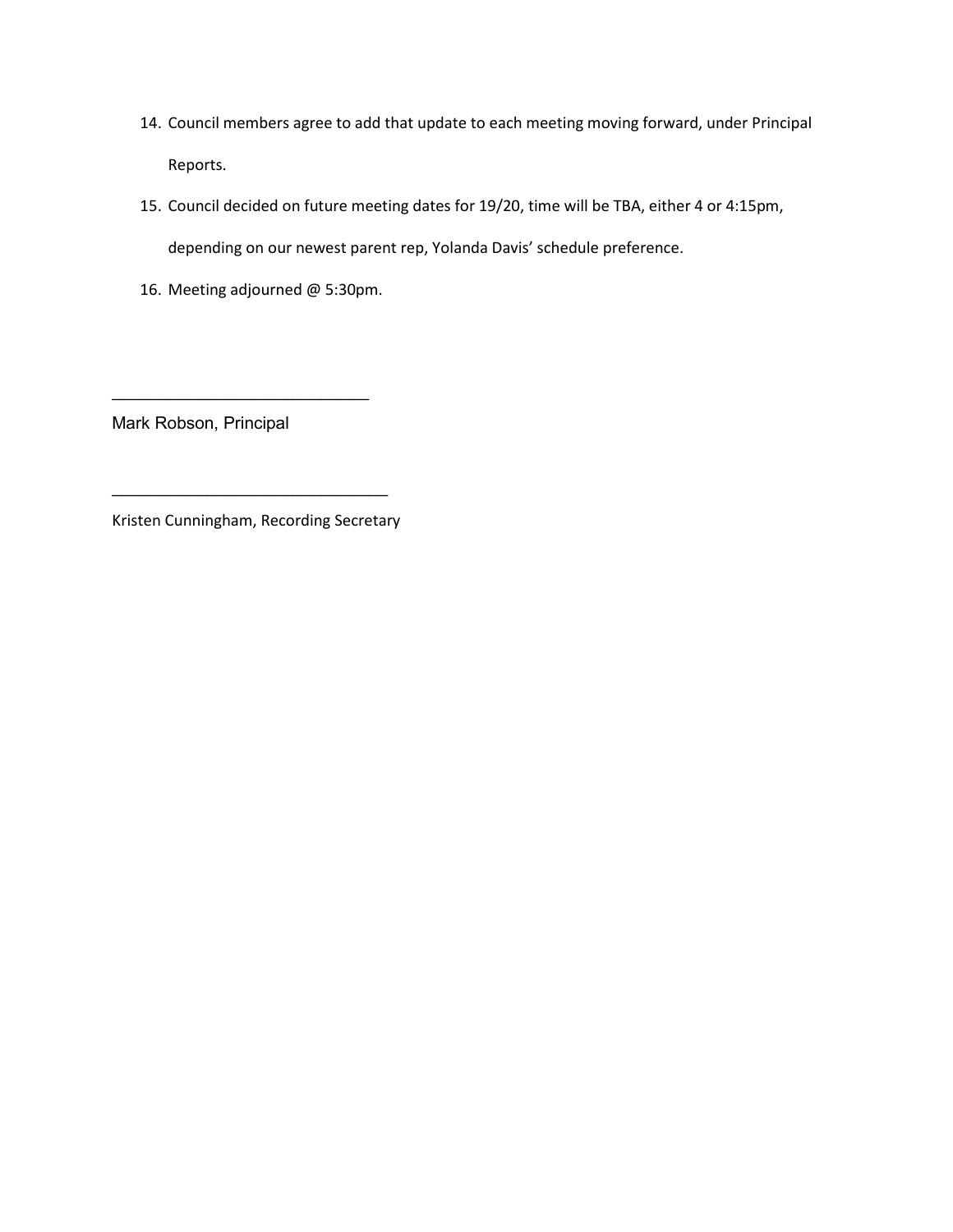14. Council members agree to add that update to each meeting moving forward, under Principal Reports.
15. Council decided on future meeting dates for 19/20, time will be TBA, either 4 or 4:15pm, depending on our newest parent rep, Yolanda Davis' schedule preference.
16. Meeting adjourned @ 5:30pm.

_____________________________

Mark Robson, Principal

_______________________________

Kristen Cunningham, Recording Secretary